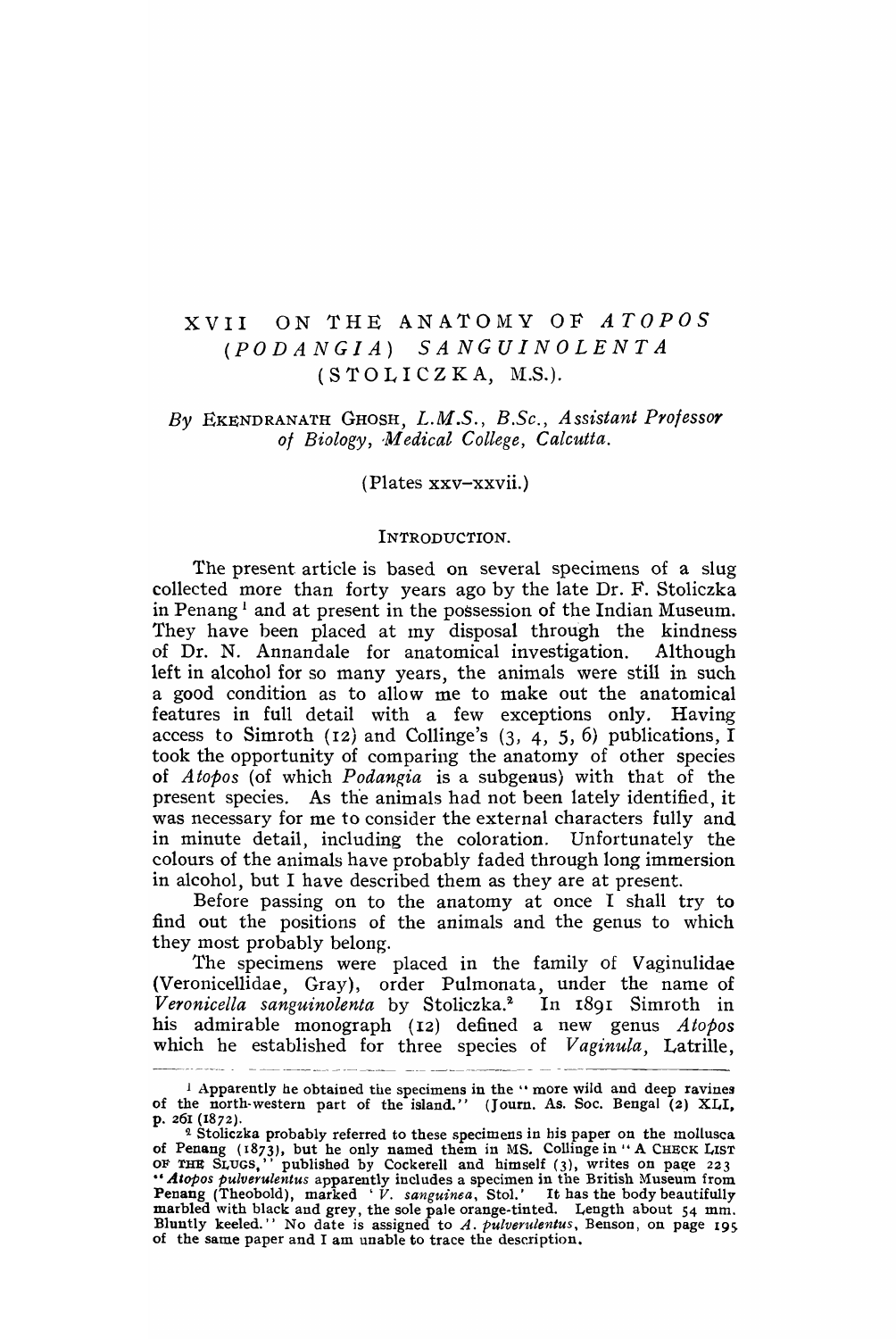# XVII ON THE ANATOMY OF *ATOPOS* (*PODANGIA*) *SANGUINOLENTA* (STOLICZKA, M.S.).

*By* EKENDRANATH GHOSH, *L.M.S., B.Sc., Assistant Professor of Biology, Medical College, Calcutta.*

(Plates xxv–xxvii.)

## INTRODUCTION.

The present article is based on several specimens of a slug collected more than forty years ago by the late Dr. F. Stoliczka in Penang [1] and at present in the possession of the Indian Museum. They have been placed at my disposal through the kindness of Dr. N. Annandale for anatomical investigation. Although left in alcohol for so many years, the animals were still in such a good condition as to allow me to make out the anatomical features in full detail with a few exceptions only. Having access to Simroth (12) and Collinge's (3, 4, 5, 6) publications, I took the opportunity of comparing the anatomy of other species of *Atopos* (of which *Podangia* is a subgenus) with that of the present species. As the animals had not been lately identified, it was necessary for me to consider the external characters fully and in minute detail, including the coloration. Unfortunately the colours of the animals have probably faded through long immersion in alcohol, but I have described them as they are at present.

Before passing on to the anatomy at once I shall try to find out the positions of the animals and the genus to which they most probably belong.

The specimens were placed in the family of Vaginulidae (Veronicellidae, Gray), order Pulmonata, under the name of *Veronicella sanguinolenta* by Stoliczka.[2] In 1891 Simroth in his admirable monograph (12) defined a new genus *Atopos* which he established for three species of *Vaginula*, Latrille,

---

[1] Apparently he obtained the specimens in the "more wild and deep ravines of the north-western part of the island." (Journ. As. Soc. Bengal (2) XLI, p. 261 (1872).

[2] Stoliczka probably referred to these specimens in his paper on the mollusca of Penang (1873), but he only named them in MS. Collinge in "A CHECK LIST OF THE SLUGS," published by Cockerell and himself (3), writes on page 223 "*Atopos pulverulentus* apparently includes a specimen in the British Museum from Penang (Theobold), marked '*V. sanguinea*, Stol.' It has the body beautifully marbled with black and grey, the sole pale orange-tinted. Length about 54 mm. Bluntly keeled." No date is assigned to *A. pulverulentus*, Benson, on page 195 of the same paper and I am unable to trace the description.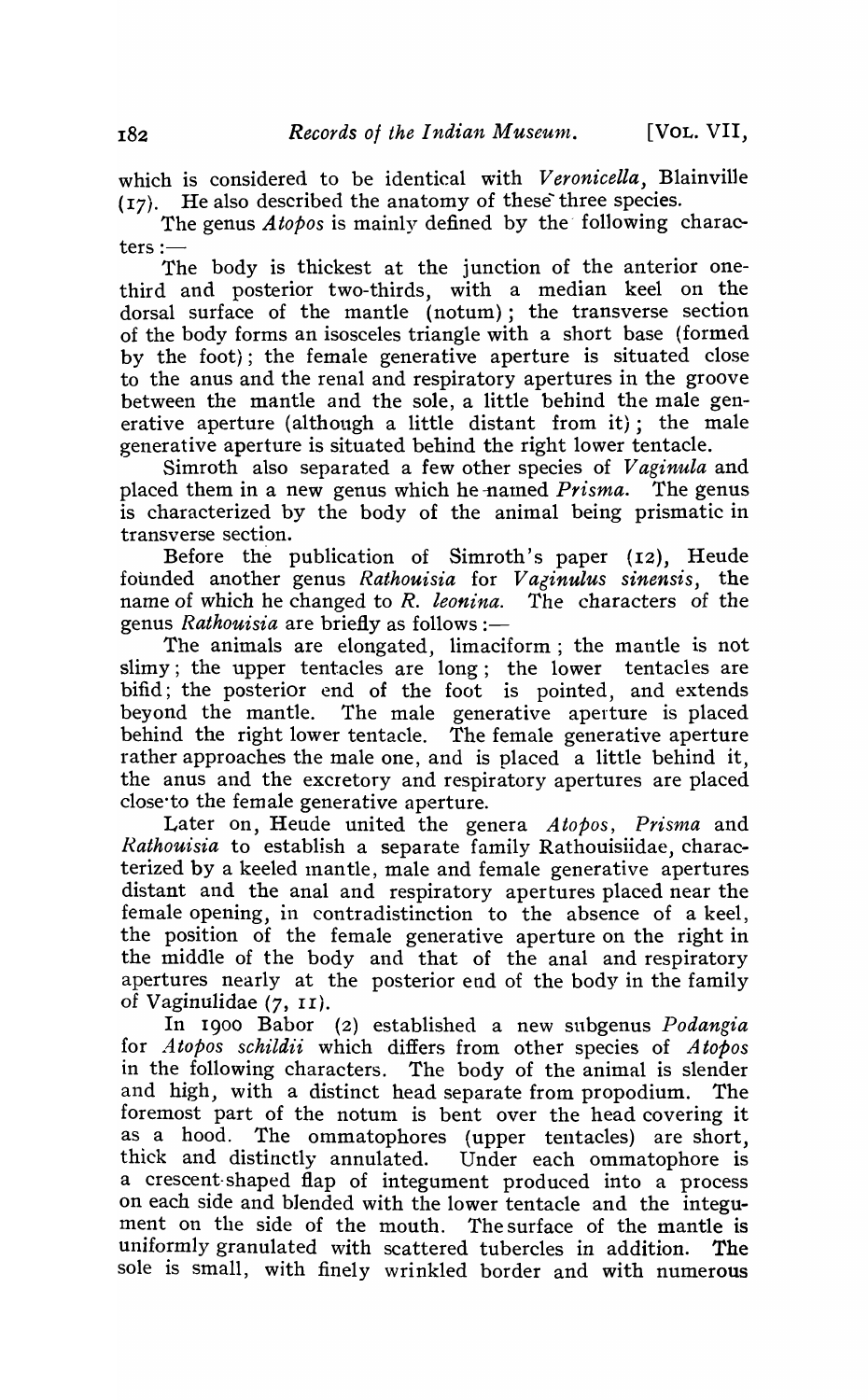which is considered to be identical with *Veronicella*, Blainville (17). He also described the anatomy of these three species.

The genus *Atopos* is mainly defined by the following characters :—

The body is thickest at the junction of the anterior one-third and posterior two-thirds, with a median keel on the dorsal surface of the mantle (notum); the transverse section of the body forms an isosceles triangle with a short base (formed by the foot); the female generative aperture is situated close to the anus and the renal and respiratory apertures in the groove between the mantle and the sole, a little behind the male generative aperture (although a little distant from it); the male generative aperture is situated behind the right lower tentacle.

Simroth also separated a few other species of *Vaginula* and placed them in a new genus which he named *Prisma*. The genus is characterized by the body of the animal being prismatic in transverse section.

Before the publication of Simroth's paper (12), Heude founded another genus *Rathouisia* for *Vaginulus sinensis*, the name of which he changed to *R. leonina*. The characters of the genus *Rathouisia* are briefly as follows :—

The animals are elongated, limaciform; the mantle is not slimy; the upper tentacles are long; the lower tentacles are bifid; the posterior end of the foot is pointed, and extends beyond the mantle. The male generative aperture is placed behind the right lower tentacle. The female generative aperture rather approaches the male one, and is placed a little behind it, the anus and the excretory and respiratory apertures are placed close to the female generative aperture.

Later on, Heude united the genera *Atopos*, *Prisma* and *Rathouisia* to establish a separate family Rathouisiidae, characterized by a keeled mantle, male and female generative apertures distant and the anal and respiratory apertures placed near the female opening, in contradistinction to the absence of a keel, the position of the female generative aperture on the right in the middle of the body and that of the anal and respiratory apertures nearly at the posterior end of the body in the family of Vaginulidae (7, 11).

In 1900 Babor (2) established a new subgenus *Podangia* for *Atopos schildii* which differs from other species of *Atopos* in the following characters. The body of the animal is slender and high, with a distinct head separate from propodium. The foremost part of the notum is bent over the head covering it as a hood. The ommatophores (upper tentacles) are short, thick and distinctly annulated. Under each ommatophore is a crescent-shaped flap of integument produced into a process on each side and blended with the lower tentacle and the integument on the side of the mouth. The surface of the mantle is uniformly granulated with scattered tubercles in addition. The sole is small, with finely wrinkled border and with numerous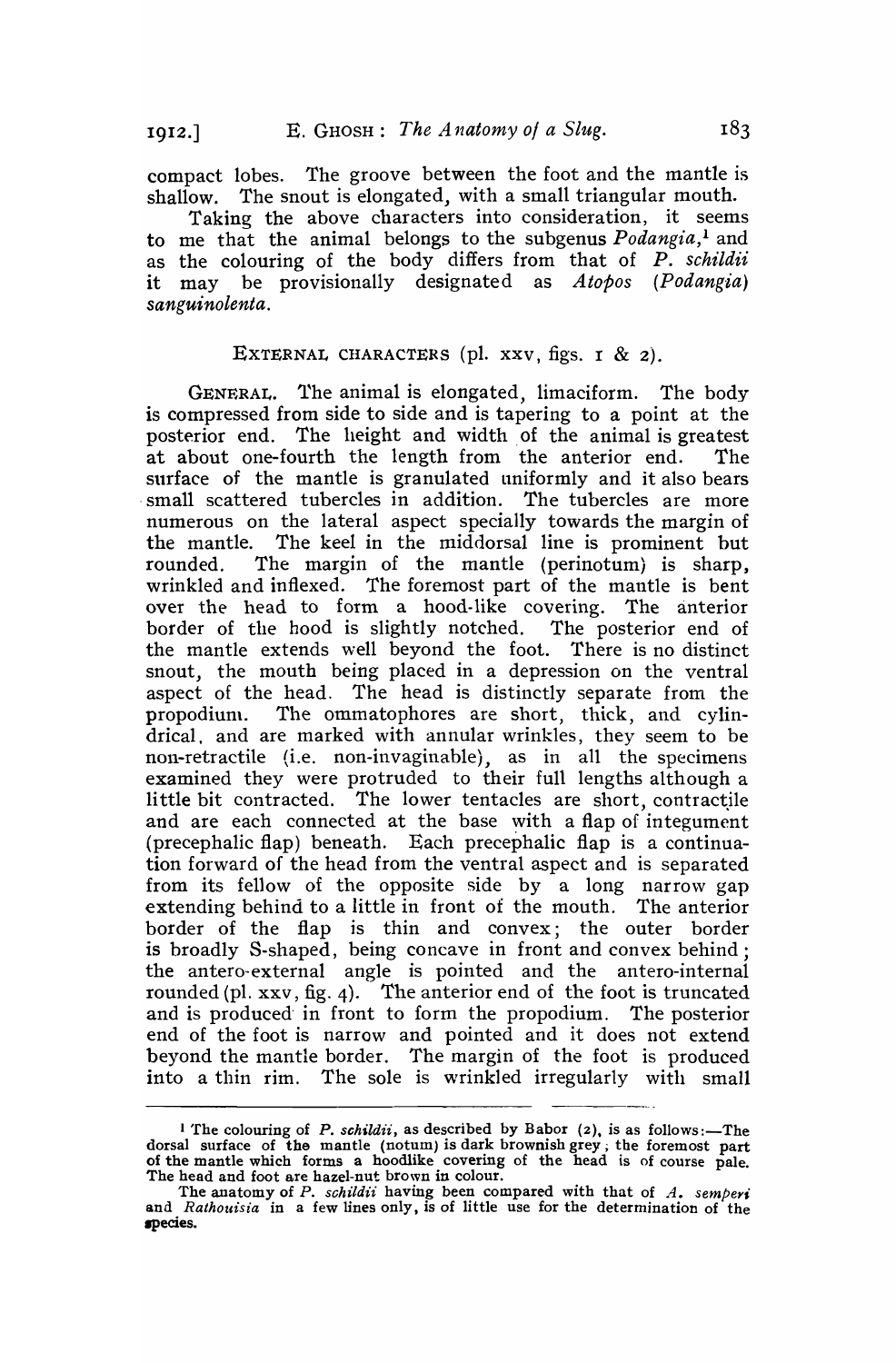compact lobes. The groove between the foot and the mantle is shallow. The snout is elongated, with a small triangular mouth.

Taking the above characters into consideration, it seems to me that the animal belongs to the subgenus *Podangia*,[1] and as the colouring of the body differs from that of *P. schildii* it may be provisionally designated as *Atopos* (*Podangia*) *sanguinolenta*.

## EXTERNAL CHARACTERS (pl. xxv, figs. 1 & 2).

GENERAL. The animal is elongated, limaciform. The body is compressed from side to side and is tapering to a point at the posterior end. The height and width of the animal is greatest at about one-fourth the length from the anterior end. The surface of the mantle is granulated uniformly and it also bears small scattered tubercles in addition. The tubercles are more numerous on the lateral aspect specially towards the margin of the mantle. The keel in the middorsal line is prominent but rounded. The margin of the mantle (perinotum) is sharp, wrinkled and inflexed. The foremost part of the mantle is bent over the head to form a hood-like covering. The anterior border of the hood is slightly notched. The posterior end of the mantle extends well beyond the foot. There is no distinct snout, the mouth being placed in a depression on the ventral aspect of the head. The head is distinctly separate from the propodium. The ommatophores are short, thick, and cylindrical, and are marked with annular wrinkles, they seem to be non-retractile (i.e. non-invaginable), as in all the specimens examined they were protruded to their full lengths although a little bit contracted. The lower tentacles are short, contractile and are each connected at the base with a flap of integument (precephalic flap) beneath. Each precephalic flap is a continuation forward of the head from the ventral aspect and is separated from its fellow of the opposite side by a long narrow gap extending behind to a little in front of the mouth. The anterior border of the flap is thin and convex; the outer border is broadly S-shaped, being concave in front and convex behind; the antero-external angle is pointed and the antero-internal rounded (pl. xxv, fig. 4). The anterior end of the foot is truncated and is produced in front to form the propodium. The posterior end of the foot is narrow and pointed and it does not extend beyond the mantle border. The margin of the foot is produced into a thin rim. The sole is wrinkled irregularly with small

[1] The colouring of *P. schildii*, as described by Babor (2), is as follows:—The dorsal surface of the mantle (notum) is dark brownish grey; the foremost part of the mantle which forms a hoodlike covering of the head is of course pale. The head and foot are hazel-nut brown in colour.

The anatomy of *P. schildii* having been compared with that of *A. semperi* and *Rathouisia* in a few lines only, is of little use for the determination of the species.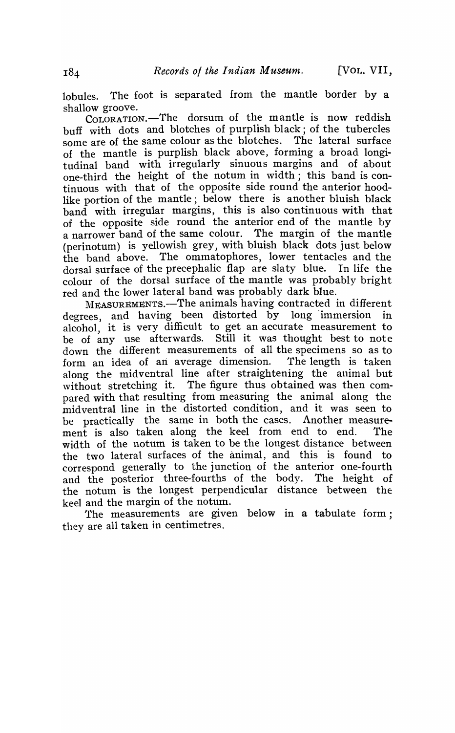lobules. The foot is separated from the mantle border by a shallow groove.

COLORATION.—The dorsum of the mantle is now reddish buff with dots and blotches of purplish black; of the tubercles some are of the same colour as the blotches. The lateral surface of the mantle is purplish black above, forming a broad longitudinal band with irregularly sinuous margins and of about one-third the height of the notum in width; this band is continuous with that of the opposite side round the anterior hood-like portion of the mantle; below there is another bluish black band with irregular margins, this is also continuous with that of the opposite side round the anterior end of the mantle by a narrower band of the same colour. The margin of the mantle (perinotum) is yellowish grey, with bluish black dots just below the band above. The ommatophores, lower tentacles and the dorsal surface of the precephalic flap are slaty blue. In life the colour of the dorsal surface of the mantle was probably bright red and the lower lateral band was probably dark blue.

MEASUREMENTS.—The animals having contracted in different degrees, and having been distorted by long immersion in alcohol, it is very difficult to get an accurate measurement to be of any use afterwards. Still it was thought best to note down the different measurements of all the specimens so as to form an idea of an average dimension. The length is taken along the midventral line after straightening the animal but without stretching it. The figure thus obtained was then compared with that resulting from measuring the animal along the midventral line in the distorted condition, and it was seen to be practically the same in both the cases. Another measurement is also taken along the keel from end to end. The width of the notum is taken to be the longest distance between the two lateral surfaces of the animal, and this is found to correspond generally to the junction of the anterior one-fourth and the posterior three-fourths of the body. The height of the notum is the longest perpendicular distance between the keel and the margin of the notum.

The measurements are given below in a tabulate form; they are all taken in centimetres.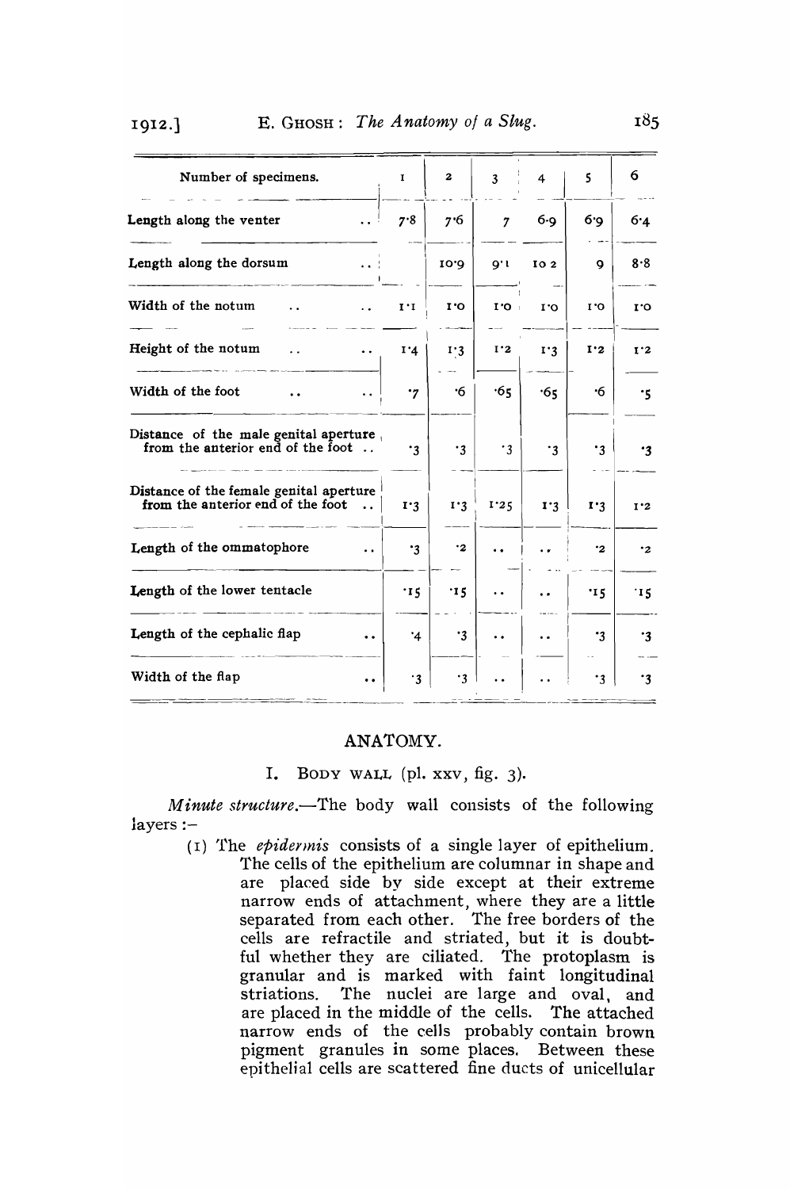| Number of specimens. | 1 | 2 | 3 | 4 | 5 | 6 |
|---|---|---|---|---|---|---|
| Length along the venter .. | 7·8 | 7·6 | 7 | 6·9 | 6·9 | 6·4 |
| Length along the dorsum .. | | 10·9 | 9·1 | 10 2 | 9 | 8·8 |
| Width of the notum .. .. | 1·1 | 1·0 | 1·0 | 1·0 | 1·0 | 1·0 |
| Height of the notum .. .. | 1·4 | 1·3 | 1·2 | 1·3 | 1·2 | 1·2 |
| Width of the foot .. .. | ·7 | ·6 | ·65 | ·65 | ·6 | ·5 |
| Distance of the male genital aperture from the anterior end of the foot .. | ·3 | ·3 | ·3 | ·3 | ·3 | ·3 |
| Distance of the female genital aperture from the anterior end of the foot .. | 1·3 | 1·3 | 1·25 | 1·3 | 1·3 | 1·2 |
| Length of the ommatophore .. | ·3 | ·2 | .. | .. | ·2 | ·2 |
| Length of the lower tentacle | ·15 | ·15 | .. | .. | ·15 | ·15 |
| Length of the cephalic flap .. | ·4 | ·3 | .. | .. | ·3 | ·3 |
| Width of the flap .. | ·3 | ·3 | .. | .. | ·3 | ·3 |

## ANATOMY.

### I. Body wall (pl. xxv, fig. 3).

*Minute structure.*—The body wall consists of the following layers :—

(1) The *epidermis* consists of a single layer of epithelium. The cells of the epithelium are columnar in shape and are placed side by side except at their extreme narrow ends of attachment, where they are a little separated from each other. The free borders of the cells are refractile and striated, but it is doubtful whether they are ciliated. The protoplasm is granular and is marked with faint longitudinal striations. The nuclei are large and oval, and are placed in the middle of the cells. The attached narrow ends of the cells probably contain brown pigment granules in some places. Between these epithelial cells are scattered fine ducts of unicellular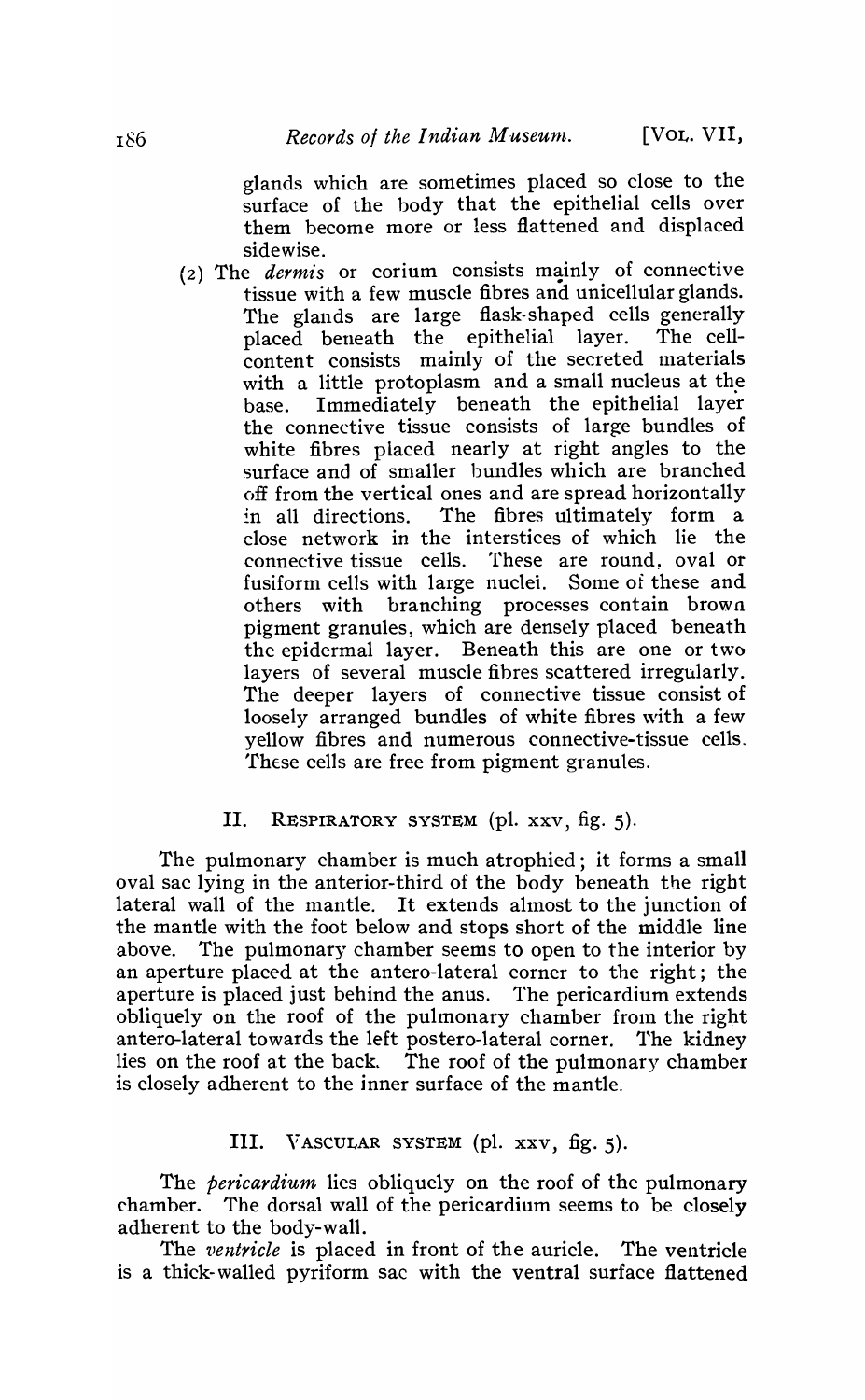glands which are sometimes placed so close to the surface of the body that the epithelial cells over them become more or less flattened and displaced sidewise.

(2) The *dermis* or corium consists mainly of connective tissue with a few muscle fibres and unicellular glands. The glands are large flask-shaped cells generally placed beneath the epithelial layer. The cell-content consists mainly of the secreted materials with a little protoplasm and a small nucleus at the base. Immediately beneath the epithelial layer the connective tissue consists of large bundles of white fibres placed nearly at right angles to the surface and of smaller bundles which are branched off from the vertical ones and are spread horizontally in all directions. The fibres ultimately form a close network in the interstices of which lie the connective tissue cells. These are round, oval or fusiform cells with large nuclei. Some of these and others with branching processes contain brown pigment granules, which are densely placed beneath the epidermal layer. Beneath this are one or two layers of several muscle fibres scattered irregularly. The deeper layers of connective tissue consist of loosely arranged bundles of white fibres with a few yellow fibres and numerous connective-tissue cells. These cells are free from pigment granules.

## II. Respiratory system (pl. xxv, fig. 5).

The pulmonary chamber is much atrophied; it forms a small oval sac lying in the anterior-third of the body beneath the right lateral wall of the mantle. It extends almost to the junction of the mantle with the foot below and stops short of the middle line above. The pulmonary chamber seems to open to the interior by an aperture placed at the antero-lateral corner to the right; the aperture is placed just behind the anus. The pericardium extends obliquely on the roof of the pulmonary chamber from the right antero-lateral towards the left postero-lateral corner. The kidney lies on the roof at the back. The roof of the pulmonary chamber is closely adherent to the inner surface of the mantle.

## III. Vascular system (pl. xxv, fig. 5).

The *pericardium* lies obliquely on the roof of the pulmonary chamber. The dorsal wall of the pericardium seems to be closely adherent to the body-wall.

The *ventricle* is placed in front of the auricle. The ventricle is a thick-walled pyriform sac with the ventral surface flattened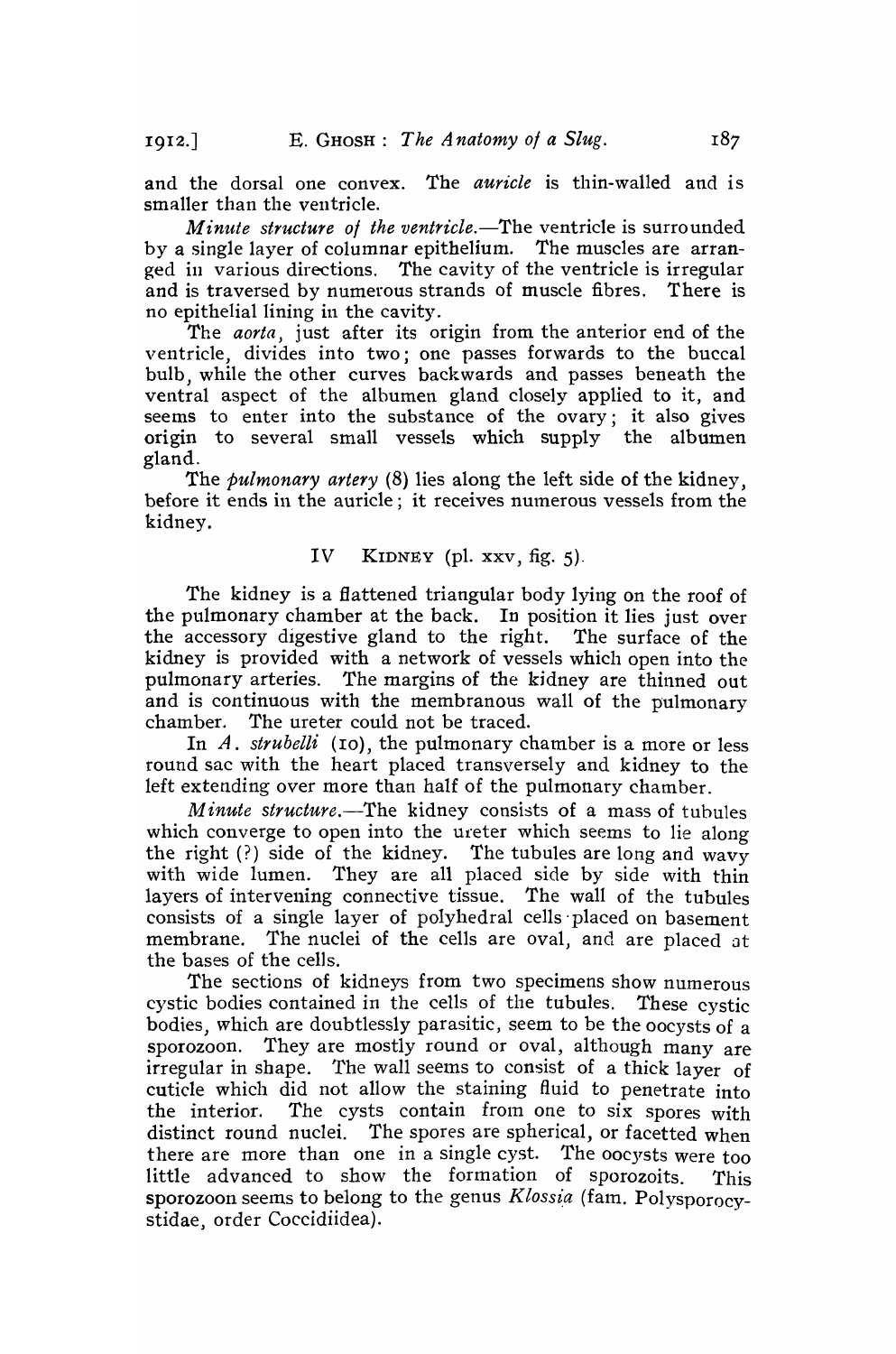and the dorsal one convex. The *auricle* is thin-walled and is smaller than the ventricle.

*Minute structure of the ventricle.*—The ventricle is surrounded by a single layer of columnar epithelium. The muscles are arranged in various directions. The cavity of the ventricle is irregular and is traversed by numerous strands of muscle fibres. There is no epithelial lining in the cavity.

The *aorta*, just after its origin from the anterior end of the ventricle, divides into two; one passes forwards to the buccal bulb, while the other curves backwards and passes beneath the ventral aspect of the albumen gland closely applied to it, and seems to enter into the substance of the ovary; it also gives origin to several small vessels which supply the albumen gland.

The *pulmonary artery* (8) lies along the left side of the kidney, before it ends in the auricle; it receives numerous vessels from the kidney.

## IV KIDNEY (pl. xxv, fig. 5).

The kidney is a flattened triangular body lying on the roof of the pulmonary chamber at the back. In position it lies just over the accessory digestive gland to the right. The surface of the kidney is provided with a network of vessels which open into the pulmonary arteries. The margins of the kidney are thinned out and is continuous with the membranous wall of the pulmonary chamber. The ureter could not be traced.

In *A. strubelli* (10), the pulmonary chamber is a more or less round sac with the heart placed transversely and kidney to the left extending over more than half of the pulmonary chamber.

*Minute structure.*—The kidney consists of a mass of tubules which converge to open into the ureter which seems to lie along the right (?) side of the kidney. The tubules are long and wavy with wide lumen. They are all placed side by side with thin layers of intervening connective tissue. The wall of the tubules consists of a single layer of polyhedral cells placed on basement membrane. The nuclei of the cells are oval, and are placed at the bases of the cells.

The sections of kidneys from two specimens show numerous cystic bodies contained in the cells of the tubules. These cystic bodies, which are doubtlessly parasitic, seem to be the oocysts of a sporozoon. They are mostly round or oval, although many are irregular in shape. The wall seems to consist of a thick layer of cuticle which did not allow the staining fluid to penetrate into the interior. The cysts contain from one to six spores with distinct round nuclei. The spores are spherical, or facetted when there are more than one in a single cyst. The oocysts were too little advanced to show the formation of sporozoits. This sporozoon seems to belong to the genus *Klossia* (fam. Polysporocystidae, order Coccidiidea).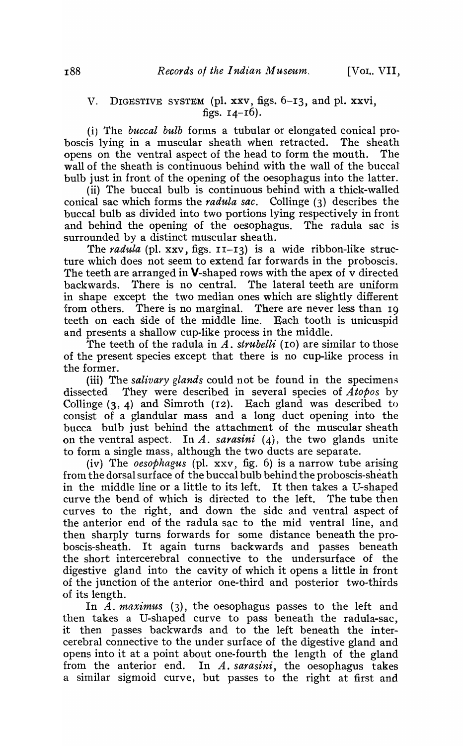## V. DIGESTIVE SYSTEM (pl. xxv, figs. 6–13, and pl. xxvi, figs. 14–16).

(i) The *buccal bulb* forms a tubular or elongated conical proboscis lying in a muscular sheath when retracted. The sheath opens on the ventral aspect of the head to form the mouth. The wall of the sheath is continuous behind with the wall of the buccal bulb just in front of the opening of the oesophagus into the latter.

(ii) The buccal bulb is continuous behind with a thick-walled conical sac which forms the *radula sac*. Collinge (3) describes the buccal bulb as divided into two portions lying respectively in front and behind the opening of the oesophagus. The radula sac is surrounded by a distinct muscular sheath.

The *radula* (pl. xxv, figs. 11–13) is a wide ribbon-like structure which does not seem to extend far forwards in the proboscis. The teeth are arranged in **V**-shaped rows with the apex of v directed backwards. There is no central. The lateral teeth are uniform in shape except the two median ones which are slightly different from others. There is no marginal. There are never less than 19 teeth on each side of the middle line. Each tooth is unicuspid and presents a shallow cup-like process in the middle.

The teeth of the radula in *A. strubelli* (10) are similar to those of the present species except that there is no cup-like process in the former.

(iii) The *salivary glands* could not be found in the specimens dissected. They were described in several species of *Atopos* by Collinge (3, 4) and Simroth (12). Each gland was described to consist of a glandular mass and a long duct opening into the bucca bulb just behind the attachment of the muscular sheath on the ventral aspect. In *A. sarasini* (4), the two glands unite to form a single mass, although the two ducts are separate.

(iv) The *oesophagus* (pl. xxv, fig. 6) is a narrow tube arising from the dorsal surface of the buccal bulb behind the proboscis-sheath in the middle line or a little to its left. It then takes a U-shaped curve the bend of which is directed to the left. The tube then curves to the right, and down the side and ventral aspect of the anterior end of the radula sac to the mid ventral line, and then sharply turns forwards for some distance beneath the proboscis-sheath. It again turns backwards and passes beneath the short intercerebral connective to the undersurface of the digestive gland into the cavity of which it opens a little in front of the junction of the anterior one-third and posterior two-thirds of its length.

In *A. maximus* (3), the oesophagus passes to the left and then takes a U-shaped curve to pass beneath the radula-sac, it then passes backwards and to the left beneath the intercerebral connective to the under surface of the digestive gland and opens into it at a point about one-fourth the length of the gland from the anterior end. In *A. sarasini*, the oesophagus takes a similar sigmoid curve, but passes to the right at first and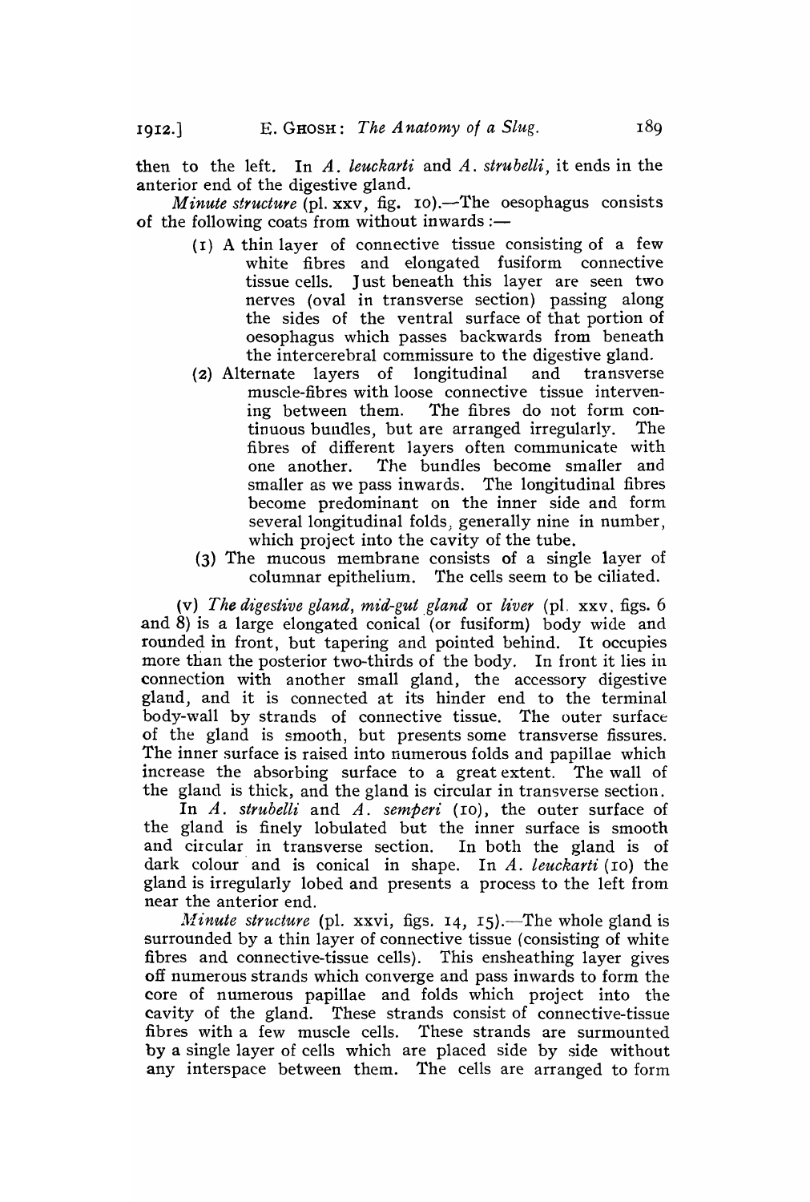then to the left. In *A. leuckarti* and *A. strubelli*, it ends in the anterior end of the digestive gland.

*Minute structure* (pl. xxv, fig. 10).—The oesophagus consists of the following coats from without inwards :—

(1) A thin layer of connective tissue consisting of a few white fibres and elongated fusiform connective tissue cells. Just beneath this layer are seen two nerves (oval in transverse section) passing along the sides of the ventral surface of that portion of oesophagus which passes backwards from beneath the intercerebral commissure to the digestive gland.

(2) Alternate layers of longitudinal and transverse muscle-fibres with loose connective tissue intervening between them. The fibres do not form continuous bundles, but are arranged irregularly. The fibres of different layers often communicate with one another. The bundles become smaller and smaller as we pass inwards. The longitudinal fibres become predominant on the inner side and form several longitudinal folds, generally nine in number, which project into the cavity of the tube.

(3) The mucous membrane consists of a single layer of columnar epithelium. The cells seem to be ciliated.

(v) *The digestive gland, mid-gut gland* or *liver* (pl. xxv, figs. 6 and 8) is a large elongated conical (or fusiform) body wide and rounded in front, but tapering and pointed behind. It occupies more than the posterior two-thirds of the body. In front it lies in connection with another small gland, the accessory digestive gland, and it is connected at its hinder end to the terminal body-wall by strands of connective tissue. The outer surface of the gland is smooth, but presents some transverse fissures. The inner surface is raised into numerous folds and papillae which increase the absorbing surface to a great extent. The wall of the gland is thick, and the gland is circular in transverse section.

In *A. strubelli* and *A. semperi* (10), the outer surface of the gland is finely lobulated but the inner surface is smooth and circular in transverse section. In both the gland is of dark colour and is conical in shape. In *A. leuckarti* (10) the gland is irregularly lobed and presents a process to the left from near the anterior end.

*Minute structure* (pl. xxvi, figs. 14, 15).—The whole gland is surrounded by a thin layer of connective tissue (consisting of white fibres and connective-tissue cells). This ensheathing layer gives off numerous strands which converge and pass inwards to form the core of numerous papillae and folds which project into the cavity of the gland. These strands consist of connective-tissue fibres with a few muscle cells. These strands are surmounted by a single layer of cells which are placed side by side without any interspace between them. The cells are arranged to form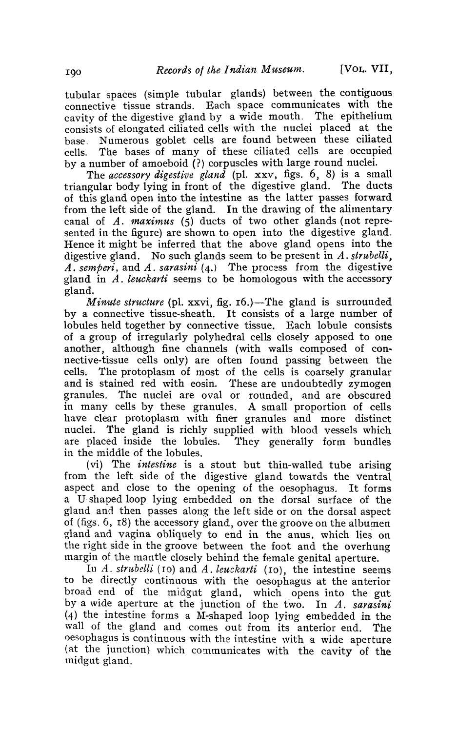tubular spaces (simple tubular glands) between the contiguous connective tissue strands. Each space communicates with the cavity of the digestive gland by a wide mouth. The epithelium consists of elongated ciliated cells with the nuclei placed at the base. Numerous goblet cells are found between these ciliated cells. The bases of many of these ciliated cells are occupied by a number of amoeboid (?) corpuscles with large round nuclei.

The *accessory digestive gland* (pl. xxv, figs. 6, 8) is a small triangular body lying in front of the digestive gland. The ducts of this gland open into the intestine as the latter passes forward from the left side of the gland. In the drawing of the alimentary canal of *A. maximus* (5) ducts of two other glands (not represented in the figure) are shown to open into the digestive gland. Hence it might be inferred that the above gland opens into the digestive gland. No such glands seem to be present in *A. strubelli*, *A. semperi*, and *A. sarasini* (4.) The process from the digestive gland in *A. leuckarti* seems to be homologous with the accessory gland.

*Minute structure* (pl. xxvi, fig. 16.)—The gland is surrounded by a connective tissue-sheath. It consists of a large number of lobules held together by connective tissue. Each lobule consists of a group of irregularly polyhedral cells closely apposed to one another, although fine channels (with walls composed of connective-tissue cells only) are often found passing between the cells. The protoplasm of most of the cells is coarsely granular and is stained red with eosin. These are undoubtedly zymogen granules. The nuclei are oval or rounded, and are obscured in many cells by these granules. A small proportion of cells have clear protoplasm with finer granules and more distinct nuclei. The gland is richly supplied with blood vessels which are placed inside the lobules. They generally form bundles in the middle of the lobules.

(vi) The *intestine* is a stout but thin-walled tube arising from the left side of the digestive gland towards the ventral aspect and close to the opening of the oesophagus. It forms a U-shaped loop lying embedded on the dorsal surface of the gland and then passes along the left side or on the dorsal aspect of (figs. 6, 18) the accessory gland, over the groove on the albumen gland and vagina obliquely to end in the anus, which lies on the right side in the groove between the foot and the overhung margin of the mantle closely behind the female genital aperture.

In *A. strubelli* (10) and *A. leuckarti* (10), the intestine seems to be directly continuous with the oesophagus at the anterior broad end of the midgut gland, which opens into the gut by a wide aperture at the junction of the two. In *A. sarasini* (4) the intestine forms a M-shaped loop lying embedded in the wall of the gland and comes out from its anterior end. The oesophagus is continuous with the intestine with a wide aperture (at the junction) which communicates with the cavity of the midgut gland.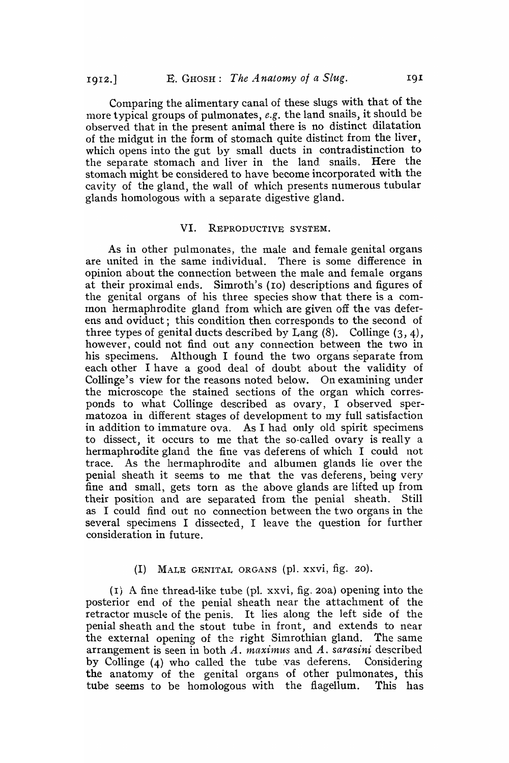Comparing the alimentary canal of these slugs with that of the more typical groups of pulmonates, *e.g.* the land snails, it should be observed that in the present animal there is no distinct dilatation of the midgut in the form of stomach quite distinct from the liver, which opens into the gut by small ducts in contradistinction to the separate stomach and liver in the land snails. Here the stomach might be considered to have become incorporated with the cavity of the gland, the wall of which presents numerous tubular glands homologous with a separate digestive gland.

## VI. Reproductive System.

As in other pulmonates, the male and female genital organs are united in the same individual. There is some difference in opinion about the connection between the male and female organs at their proximal ends. Simroth's (10) descriptions and figures of the genital organs of his three species show that there is a common hermaphrodite gland from which are given off the vas deferens and oviduct; this condition then corresponds to the second of three types of genital ducts described by Lang (8). Collinge (3, 4), however, could not find out any connection between the two in his specimens. Although I found the two organs separate from each other I have a good deal of doubt about the validity of Collinge's view for the reasons noted below. On examining under the microscope the stained sections of the organ which corresponds to what Collinge described as ovary, I observed spermatozoa in different stages of development to my full satisfaction in addition to immature ova. As I had only old spirit specimens to dissect, it occurs to me that the so-called ovary is really a hermaphrodite gland the fine vas deferens of which I could not trace. As the hermaphrodite and albumen glands lie over the penial sheath it seems to me that the vas deferens, being very fine and small, gets torn as the above glands are lifted up from their position and are separated from the penial sheath. Still as I could find out no connection between the two organs in the several specimens I dissected, I leave the question for further consideration in future.

### (I) Male Genital Organs (pl. xxvi, fig. 20).

(1) A fine thread-like tube (pl. xxvi, fig. 20a) opening into the posterior end of the penial sheath near the attachment of the retractor muscle of the penis. It lies along the left side of the penial sheath and the stout tube in front, and extends to near the external opening of the right Simrothian gland. The same arrangement is seen in both *A. maximus* and *A. sarasini* described by Collinge (4) who called the tube vas deferens. Considering the anatomy of the genital organs of other pulmonates, this tube seems to be homologous with the flagellum. This has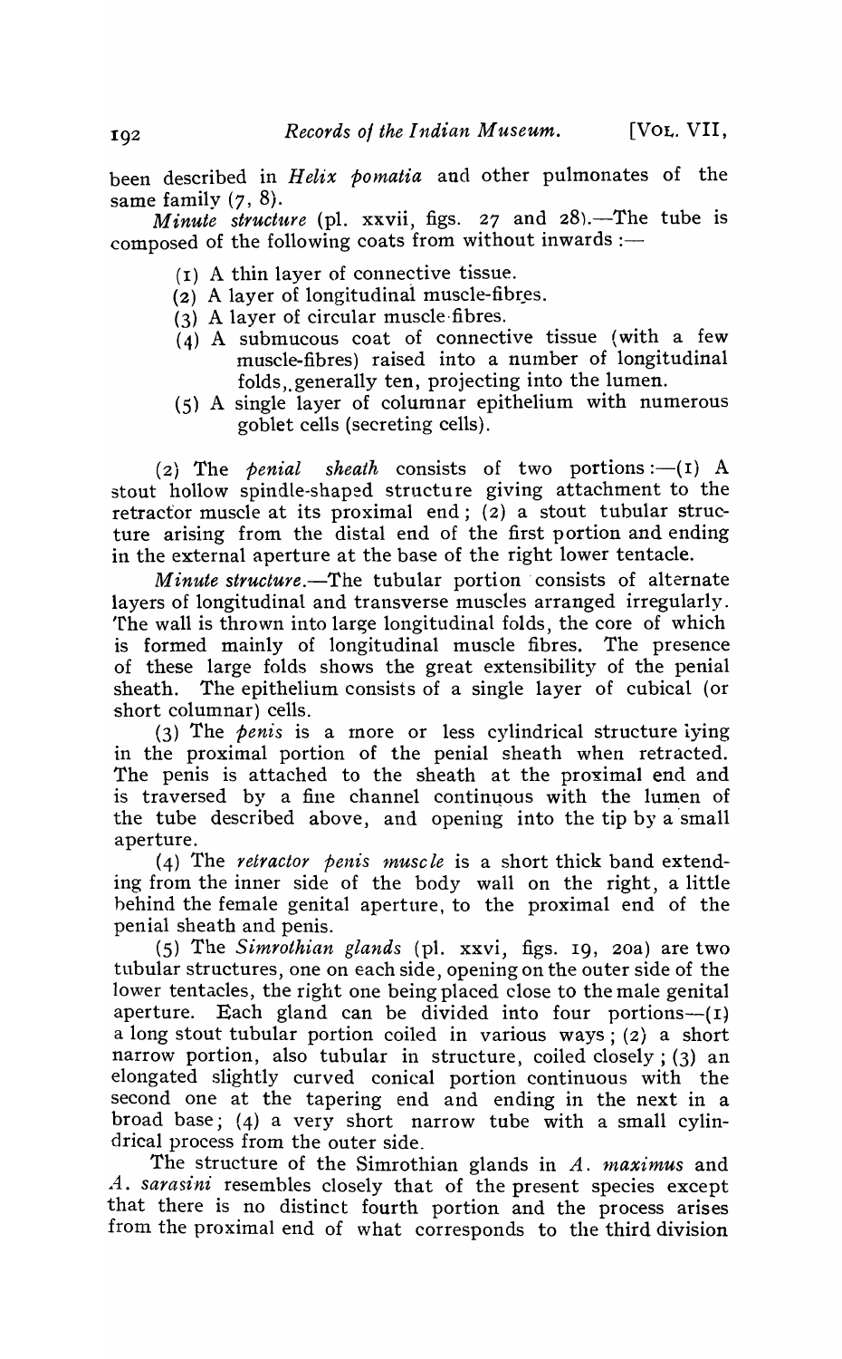been described in *Helix pomatia* and other pulmonates of the same family (7, 8).

*Minute structure* (pl. xxvii, figs. 27 and 28).—The tube is composed of the following coats from without inwards :—

(1) A thin layer of connective tissue.
(2) A layer of longitudinal muscle-fibres.
(3) A layer of circular muscle fibres.
(4) A submucous coat of connective tissue (with a few muscle-fibres) raised into a number of longitudinal folds, generally ten, projecting into the lumen.
(5) A single layer of columnar epithelium with numerous goblet cells (secreting cells).

(2) The *penial sheath* consists of two portions :—(1) A stout hollow spindle-shaped structure giving attachment to the retractor muscle at its proximal end ; (2) a stout tubular structure arising from the distal end of the first portion and ending in the external aperture at the base of the right lower tentacle.

*Minute structure*.—The tubular portion consists of alternate layers of longitudinal and transverse muscles arranged irregularly. The wall is thrown into large longitudinal folds, the core of which is formed mainly of longitudinal muscle fibres. The presence of these large folds shows the great extensibility of the penial sheath. The epithelium consists of a single layer of cubical (or short columnar) cells.

(3) The *penis* is a more or less cylindrical structure lying in the proximal portion of the penial sheath when retracted. The penis is attached to the sheath at the proximal end and is traversed by a fine channel continuous with the lumen of the tube described above, and opening into the tip by a small aperture.

(4) The *retractor penis muscle* is a short thick band extending from the inner side of the body wall on the right, a little behind the female genital aperture, to the proximal end of the penial sheath and penis.

(5) The *Simrothian glands* (pl. xxvi, figs. 19, 20a) are two tubular structures, one on each side, opening on the outer side of the lower tentacles, the right one being placed close to the male genital aperture. Each gland can be divided into four portions—(1) a long stout tubular portion coiled in various ways ; (2) a short narrow portion, also tubular in structure, coiled closely ; (3) an elongated slightly curved conical portion continuous with the second one at the tapering end and ending in the next in a broad base ; (4) a very short narrow tube with a small cylindrical process from the outer side.

The structure of the Simrothian glands in *A. maximus* and *A. sarasini* resembles closely that of the present species except that there is no distinct fourth portion and the process arises from the proximal end of what corresponds to the third division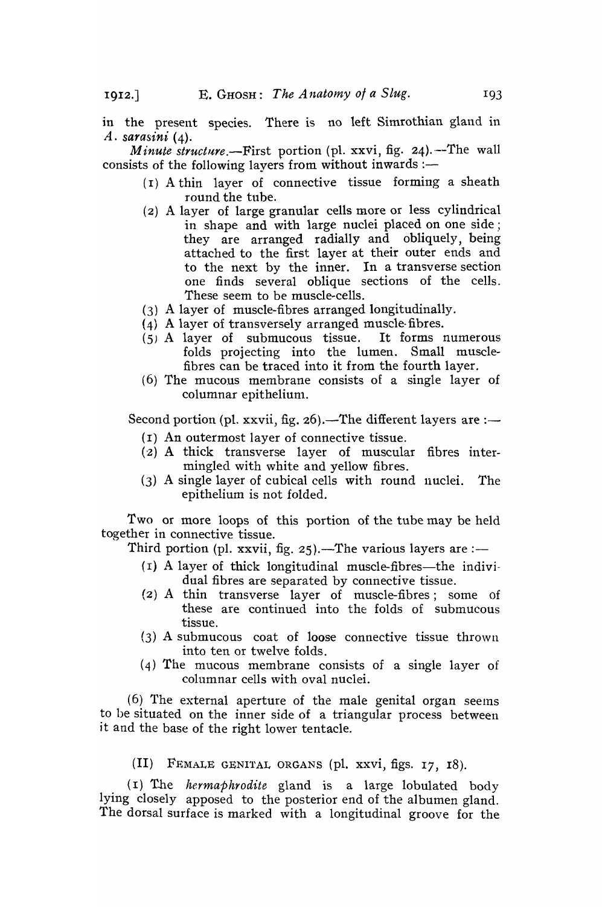in the present species. There is no left Simrothian gland in *A. sarasini* (4).

*Minute structure.*—First portion (pl. xxvi, fig. 24).—The wall consists of the following layers from without inwards :—

(1) A thin layer of connective tissue forming a sheath round the tube.

(2) A layer of large granular cells more or less cylindrical in shape and with large nuclei placed on one side; they are arranged radially and obliquely, being attached to the first layer at their outer ends and to the next by the inner. In a transverse section one finds several oblique sections of the cells. These seem to be muscle-cells.

(3) A layer of muscle-fibres arranged longitudinally.

(4) A layer of transversely arranged muscle-fibres.

(5) A layer of submucous tissue. It forms numerous folds projecting into the lumen. Small muscle-fibres can be traced into it from the fourth layer.

(6) The mucous membrane consists of a single layer of columnar epithelium.

Second portion (pl. xxvii, fig. 26).—The different layers are :—

(1) An outermost layer of connective tissue.

(2) A thick transverse layer of muscular fibres intermingled with white and yellow fibres.

(3) A single layer of cubical cells with round nuclei. The epithelium is not folded.

Two or more loops of this portion of the tube may be held together in connective tissue.

Third portion (pl. xxvii, fig. 25).—The various layers are :—

(1) A layer of thick longitudinal muscle-fibres—the individual fibres are separated by connective tissue.

(2) A thin transverse layer of muscle-fibres; some of these are continued into the folds of submucous tissue.

(3) A submucous coat of loose connective tissue thrown into ten or twelve folds.

(4) The mucous membrane consists of a single layer of columnar cells with oval nuclei.

(6) The external aperture of the male genital organ seems to be situated on the inner side of a triangular process between it and the base of the right lower tentacle.

## (II) FEMALE GENITAL ORGANS (pl. xxvi, figs. 17, 18).

(1) The *hermaphrodite* gland is a large lobulated body lying closely apposed to the posterior end of the albumen gland. The dorsal surface is marked with a longitudinal groove for the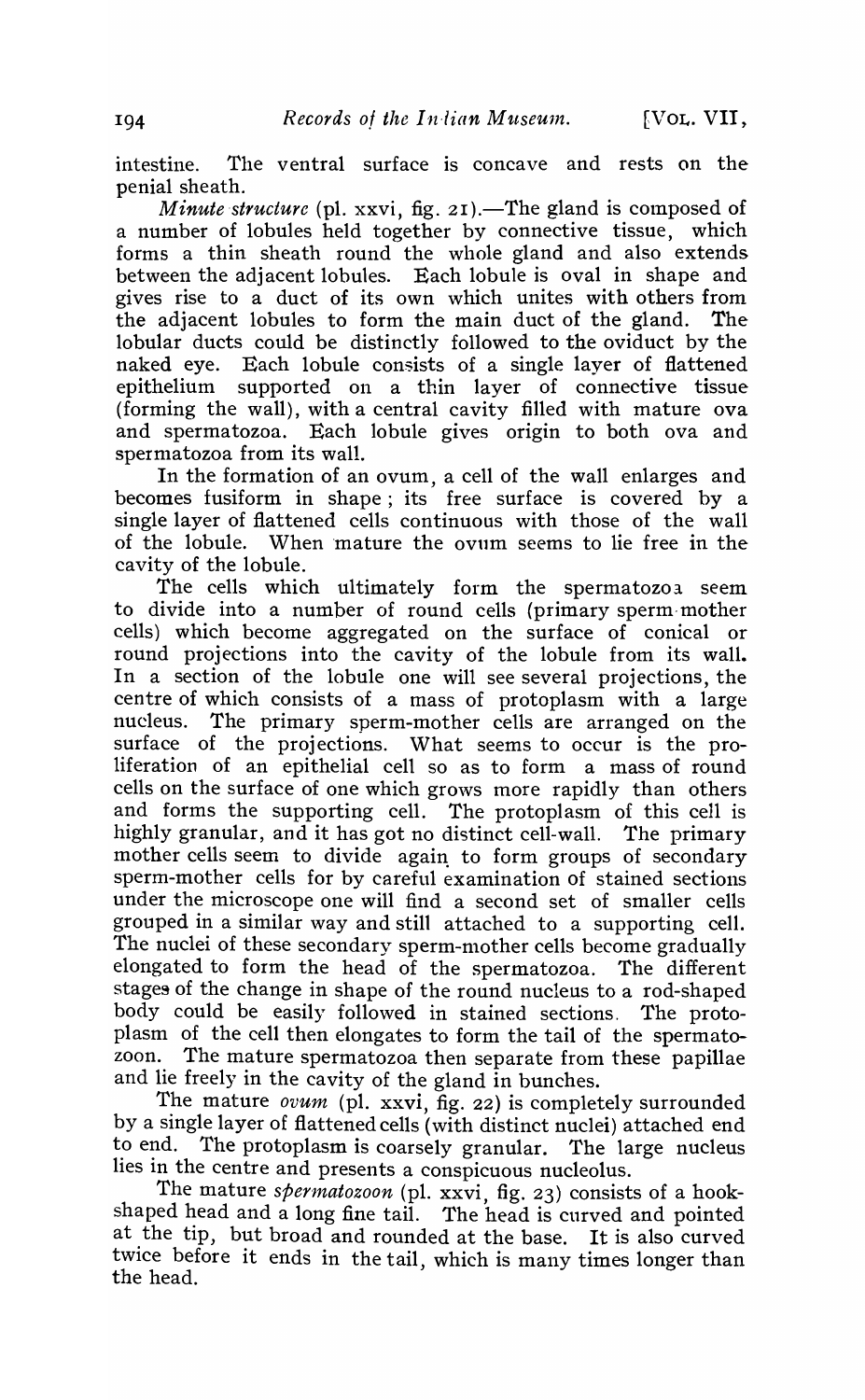intestine. The ventral surface is concave and rests on the penial sheath.

*Minute structure* (pl. xxvi, fig. 21).—The gland is composed of a number of lobules held together by connective tissue, which forms a thin sheath round the whole gland and also extends between the adjacent lobules. Each lobule is oval in shape and gives rise to a duct of its own which unites with others from the adjacent lobules to form the main duct of the gland. The lobular ducts could be distinctly followed to the oviduct by the naked eye. Each lobule consists of a single layer of flattened epithelium supported on a thin layer of connective tissue (forming the wall), with a central cavity filled with mature ova and spermatozoa. Each lobule gives origin to both ova and spermatozoa from its wall.

In the formation of an ovum, a cell of the wall enlarges and becomes fusiform in shape; its free surface is covered by a single layer of flattened cells continuous with those of the wall of the lobule. When mature the ovum seems to lie free in the cavity of the lobule.

The cells which ultimately form the spermatozoa seem to divide into a number of round cells (primary sperm-mother cells) which become aggregated on the surface of conical or round projections into the cavity of the lobule from its wall. In a section of the lobule one will see several projections, the centre of which consists of a mass of protoplasm with a large nucleus. The primary sperm-mother cells are arranged on the surface of the projections. What seems to occur is the proliferation of an epithelial cell so as to form a mass of round cells on the surface of one which grows more rapidly than others and forms the supporting cell. The protoplasm of this cell is highly granular, and it has got no distinct cell-wall. The primary mother cells seem to divide again to form groups of secondary sperm-mother cells for by careful examination of stained sections under the microscope one will find a second set of smaller cells grouped in a similar way and still attached to a supporting cell. The nuclei of these secondary sperm-mother cells become gradually elongated to form the head of the spermatozoa. The different stages of the change in shape of the round nucleus to a rod-shaped body could be easily followed in stained sections. The protoplasm of the cell then elongates to form the tail of the spermatozoon. The mature spermatozoa then separate from these papillae and lie freely in the cavity of the gland in bunches.

The mature *ovum* (pl. xxvi, fig. 22) is completely surrounded by a single layer of flattened cells (with distinct nuclei) attached end to end. The protoplasm is coarsely granular. The large nucleus lies in the centre and presents a conspicuous nucleolus.

The mature *spermatozoon* (pl. xxvi, fig. 23) consists of a hook-shaped head and a long fine tail. The head is curved and pointed at the tip, but broad and rounded at the base. It is also curved twice before it ends in the tail, which is many times longer than the head.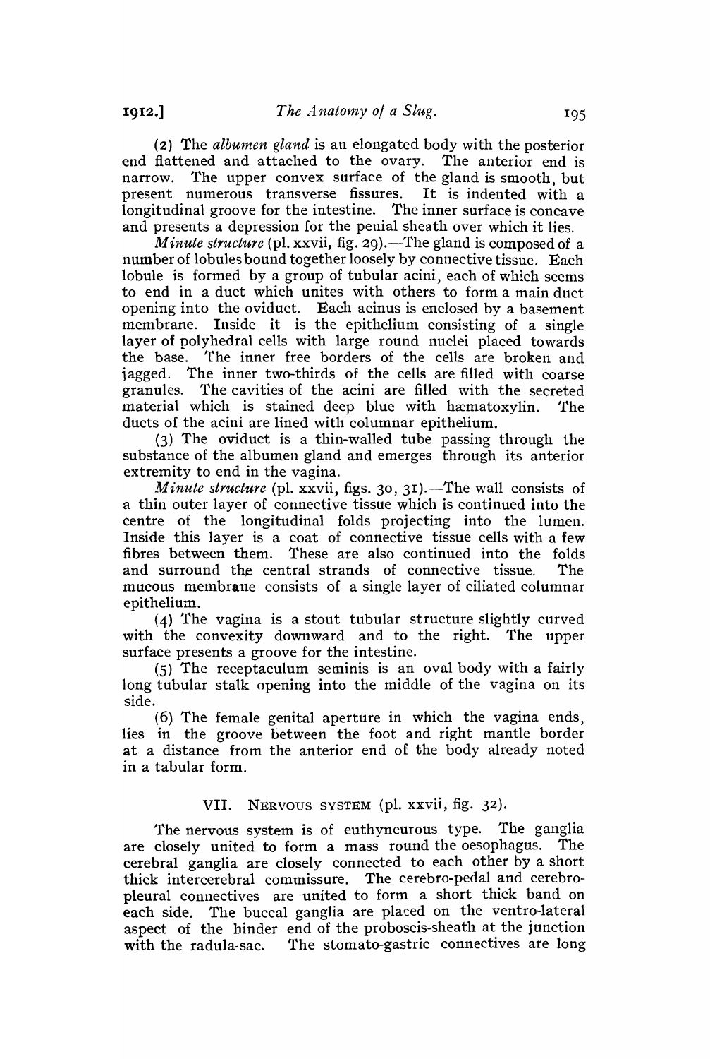(2) The *albumen gland* is an elongated body with the posterior end flattened and attached to the ovary. The anterior end is narrow. The upper convex surface of the gland is smooth, but present numerous transverse fissures. It is indented with a longitudinal groove for the intestine. The inner surface is concave and presents a depression for the penial sheath over which it lies.

*Minute structure* (pl. xxvii, fig. 29).—The gland is composed of a number of lobules bound together loosely by connective tissue. Each lobule is formed by a group of tubular acini, each of which seems to end in a duct which unites with others to form a main duct opening into the oviduct. Each acinus is enclosed by a basement membrane. Inside it is the epithelium consisting of a single layer of polyhedral cells with large round nuclei placed towards the base. The inner free borders of the cells are broken and jagged. The inner two-thirds of the cells are filled with coarse granules. The cavities of the acini are filled with the secreted material which is stained deep blue with hæmatoxylin. The ducts of the acini are lined with columnar epithelium.

(3) The oviduct is a thin-walled tube passing through the substance of the albumen gland and emerges through its anterior extremity to end in the vagina.

*Minute structure* (pl. xxvii, figs. 30, 31).—The wall consists of a thin outer layer of connective tissue which is continued into the centre of the longitudinal folds projecting into the lumen. Inside this layer is a coat of connective tissue cells with a few fibres between them. These are also continued into the folds and surround the central strands of connective tissue. The mucous membrane consists of a single layer of ciliated columnar epithelium.

(4) The vagina is a stout tubular structure slightly curved with the convexity downward and to the right. The upper surface presents a groove for the intestine.

(5) The receptaculum seminis is an oval body with a fairly long tubular stalk opening into the middle of the vagina on its side.

(6) The female genital aperture in which the vagina ends, lies in the groove between the foot and right mantle border at a distance from the anterior end of the body already noted in a tabular form.

## VII. Nervous system (pl. xxvii, fig. 32).

The nervous system is of euthyneurous type. The ganglia are closely united to form a mass round the oesophagus. The cerebral ganglia are closely connected to each other by a short thick intercerebral commissure. The cerebro-pedal and cerebro-pleural connectives are united to form a short thick band on each side. The buccal ganglia are placed on the ventro-lateral aspect of the hinder end of the proboscis-sheath at the junction with the radula-sac. The stomato-gastric connectives are long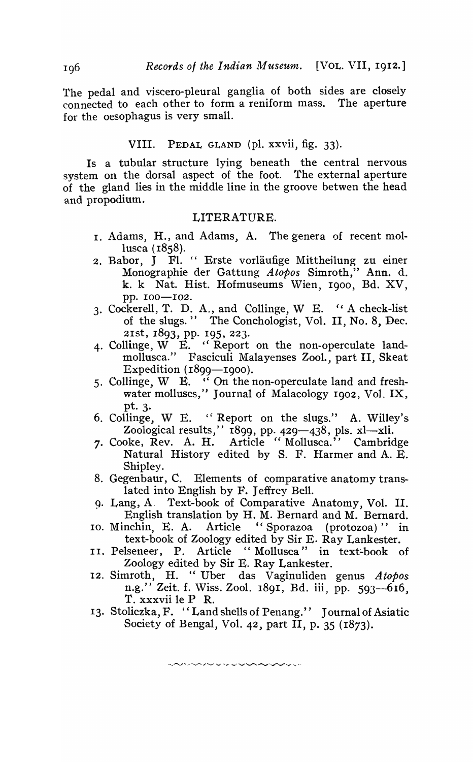The pedal and viscero-pleural ganglia of both sides are closely connected to each other to form a reniform mass. The aperture for the oesophagus is very small.

### VIII. PEDAL GLAND (pl. xxvii, fig. 33).

Is a tubular structure lying beneath the central nervous system on the dorsal aspect of the foot. The external aperture of the gland lies in the middle line in the groove betwen the head and propodium.

## LITERATURE.

1. Adams, H., and Adams, A. The genera of recent mollusca (1858).
2. Babor, J Fl. " Erste vorläufige Mittheilung zu einer Monographie der Gattung *Atopos* Simroth," Ann. d. k. k Nat. Hist. Hofmuseums Wien, 1900, Bd. XV, pp. 100—102.
3. Cockerell, T. D. A., and Collinge, W E. " A check-list of the slugs." The Conchologist, Vol. II, No. 8, Dec. 21st, 1893, pp. 195, 223.
4. Collinge, W E. " Report on the non-operculate land-mollusca." Fasciculi Malayenses Zool., part II, Skeat Expedition (1899—1900).
5. Collinge, W E. " On the non-operculate land and fresh-water molluscs," Journal of Malacology 1902, Vol. IX, pt. 3.
6. Collinge, W E. " Report on the slugs." A. Willey's Zoological results," 1899, pp. 429—438, pls. xl—xli.
7. Cooke, Rev. A. H. Article " Mollusca." Cambridge Natural History edited by S. F. Harmer and A. E. Shipley.
8. Gegenbaur, C. Elements of comparative anatomy translated into English by F. Jeffrey Bell.
9. Lang, A. Text-book of Comparative Anatomy, Vol. II. English translation by H. M. Bernard and M. Bernard.
10. Minchin, E. A. Article " Sporazoa (protozoa)" in text-book of Zoology edited by Sir E. Ray Lankester.
11. Pelseneer, P. Article " Mollusca" in text-book of Zoology edited by Sir E. Ray Lankester.
12. Simroth, H. " Uber das Vaginuliden genus *Atopos* n.g." Zeit. f. Wiss. Zool. 1891, Bd. iii, pp. 593—616, T. xxxvii le P R.
13. Stoliczka, F. "Land shells of Penang." Journal of Asiatic Society of Bengal, Vol. 42, part II, p. 35 (1873).